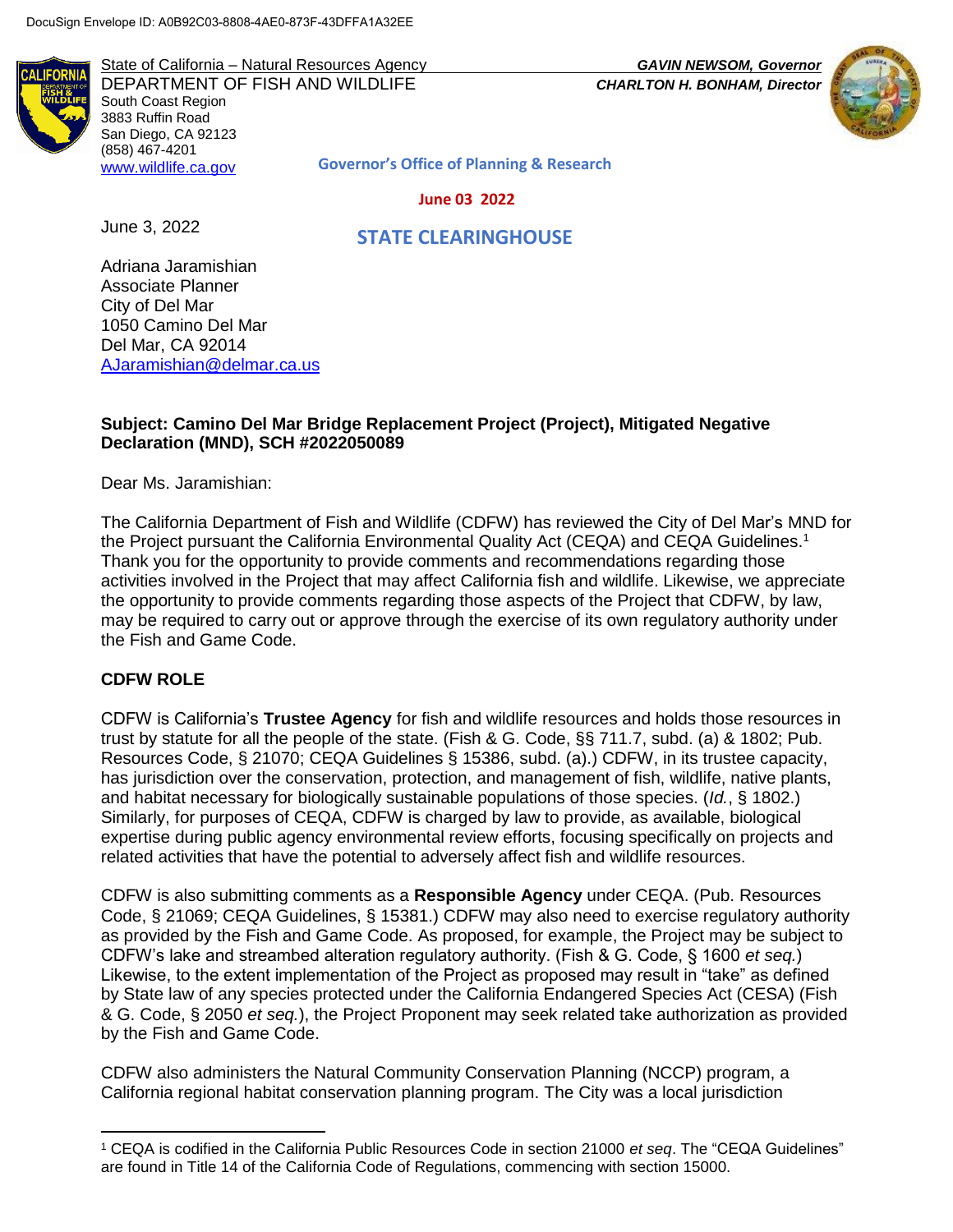DocuSign Envelope ID: A0B92C03-8808-4AE0-873F-43DFFA1A32EE

State of California – Natural Resources Agency
DEPARTMENT OF FISH AND WILDLIFE
South Coast Region
3883 Ruffin Road
San Diego, CA 92123
(858) 467-4201
www.wildlife.ca.gov

*GAVIN NEWSOM, Governor*
*CHARLTON H. BONHAM, Director*

Governor's Office of Planning & Research

June 03 2022

STATE CLEARINGHOUSE

June 3, 2022

Adriana Jaramishian
Associate Planner
City of Del Mar
1050 Camino Del Mar
Del Mar, CA 92014
AJaramishian@delmar.ca.us

**Subject: Camino Del Mar Bridge Replacement Project (Project), Mitigated Negative Declaration (MND), SCH #2022050089**

Dear Ms. Jaramishian:

The California Department of Fish and Wildlife (CDFW) has reviewed the City of Del Mar's MND for the Project pursuant the California Environmental Quality Act (CEQA) and CEQA Guidelines.[1] Thank you for the opportunity to provide comments and recommendations regarding those activities involved in the Project that may affect California fish and wildlife. Likewise, we appreciate the opportunity to provide comments regarding those aspects of the Project that CDFW, by law, may be required to carry out or approve through the exercise of its own regulatory authority under the Fish and Game Code.

## CDFW ROLE

CDFW is California's **Trustee Agency** for fish and wildlife resources and holds those resources in trust by statute for all the people of the state. (Fish & G. Code, §§ 711.7, subd. (a) & 1802; Pub. Resources Code, § 21070; CEQA Guidelines § 15386, subd. (a).) CDFW, in its trustee capacity, has jurisdiction over the conservation, protection, and management of fish, wildlife, native plants, and habitat necessary for biologically sustainable populations of those species. (*Id.*, § 1802.) Similarly, for purposes of CEQA, CDFW is charged by law to provide, as available, biological expertise during public agency environmental review efforts, focusing specifically on projects and related activities that have the potential to adversely affect fish and wildlife resources.

CDFW is also submitting comments as a **Responsible Agency** under CEQA. (Pub. Resources Code, § 21069; CEQA Guidelines, § 15381.) CDFW may also need to exercise regulatory authority as provided by the Fish and Game Code. As proposed, for example, the Project may be subject to CDFW's lake and streambed alteration regulatory authority. (Fish & G. Code, § 1600 *et seq.*) Likewise, to the extent implementation of the Project as proposed may result in "take" as defined by State law of any species protected under the California Endangered Species Act (CESA) (Fish & G. Code, § 2050 *et seq.*), the Project Proponent may seek related take authorization as provided by the Fish and Game Code.

CDFW also administers the Natural Community Conservation Planning (NCCP) program, a California regional habitat conservation planning program. The City was a local jurisdiction

[1] CEQA is codified in the California Public Resources Code in section 21000 *et seq*. The "CEQA Guidelines" are found in Title 14 of the California Code of Regulations, commencing with section 15000.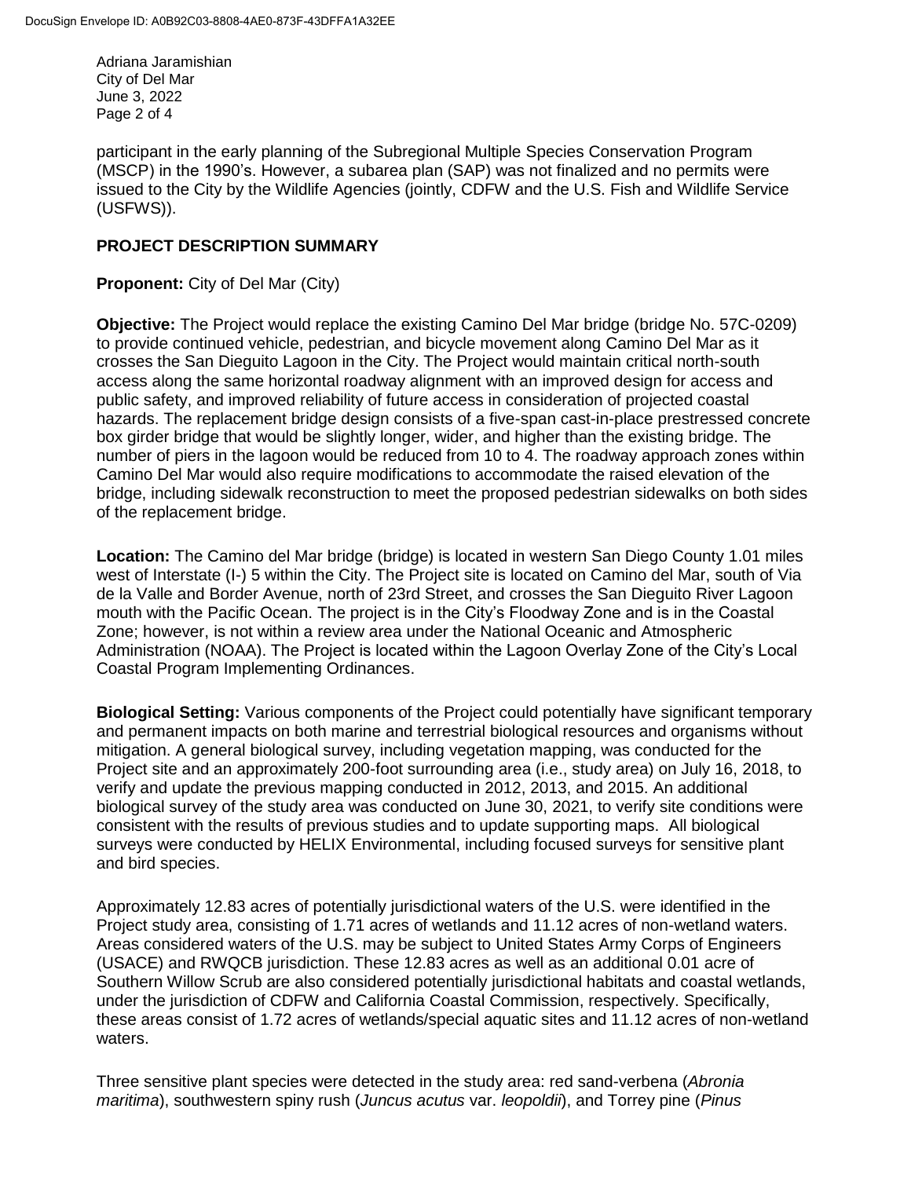participant in the early planning of the Subregional Multiple Species Conservation Program (MSCP) in the 1990's. However, a subarea plan (SAP) was not finalized and no permits were issued to the City by the Wildlife Agencies (jointly, CDFW and the U.S. Fish and Wildlife Service (USFWS)).

## PROJECT DESCRIPTION SUMMARY

**Proponent:** City of Del Mar (City)

**Objective:** The Project would replace the existing Camino Del Mar bridge (bridge No. 57C-0209) to provide continued vehicle, pedestrian, and bicycle movement along Camino Del Mar as it crosses the San Dieguito Lagoon in the City. The Project would maintain critical north-south access along the same horizontal roadway alignment with an improved design for access and public safety, and improved reliability of future access in consideration of projected coastal hazards. The replacement bridge design consists of a five-span cast-in-place prestressed concrete box girder bridge that would be slightly longer, wider, and higher than the existing bridge. The number of piers in the lagoon would be reduced from 10 to 4. The roadway approach zones within Camino Del Mar would also require modifications to accommodate the raised elevation of the bridge, including sidewalk reconstruction to meet the proposed pedestrian sidewalks on both sides of the replacement bridge.

**Location:** The Camino del Mar bridge (bridge) is located in western San Diego County 1.01 miles west of Interstate (I-) 5 within the City. The Project site is located on Camino del Mar, south of Via de la Valle and Border Avenue, north of 23rd Street, and crosses the San Dieguito River Lagoon mouth with the Pacific Ocean. The project is in the City's Floodway Zone and is in the Coastal Zone; however, is not within a review area under the National Oceanic and Atmospheric Administration (NOAA). The Project is located within the Lagoon Overlay Zone of the City's Local Coastal Program Implementing Ordinances.

**Biological Setting:** Various components of the Project could potentially have significant temporary and permanent impacts on both marine and terrestrial biological resources and organisms without mitigation. A general biological survey, including vegetation mapping, was conducted for the Project site and an approximately 200-foot surrounding area (i.e., study area) on July 16, 2018, to verify and update the previous mapping conducted in 2012, 2013, and 2015. An additional biological survey of the study area was conducted on June 30, 2021, to verify site conditions were consistent with the results of previous studies and to update supporting maps. All biological surveys were conducted by HELIX Environmental, including focused surveys for sensitive plant and bird species.

Approximately 12.83 acres of potentially jurisdictional waters of the U.S. were identified in the Project study area, consisting of 1.71 acres of wetlands and 11.12 acres of non-wetland waters. Areas considered waters of the U.S. may be subject to United States Army Corps of Engineers (USACE) and RWQCB jurisdiction. These 12.83 acres as well as an additional 0.01 acre of Southern Willow Scrub are also considered potentially jurisdictional habitats and coastal wetlands, under the jurisdiction of CDFW and California Coastal Commission, respectively. Specifically, these areas consist of 1.72 acres of wetlands/special aquatic sites and 11.12 acres of non-wetland waters.

Three sensitive plant species were detected in the study area: red sand-verbena (*Abronia maritima*), southwestern spiny rush (*Juncus acutus* var. *leopoldii*), and Torrey pine (*Pinus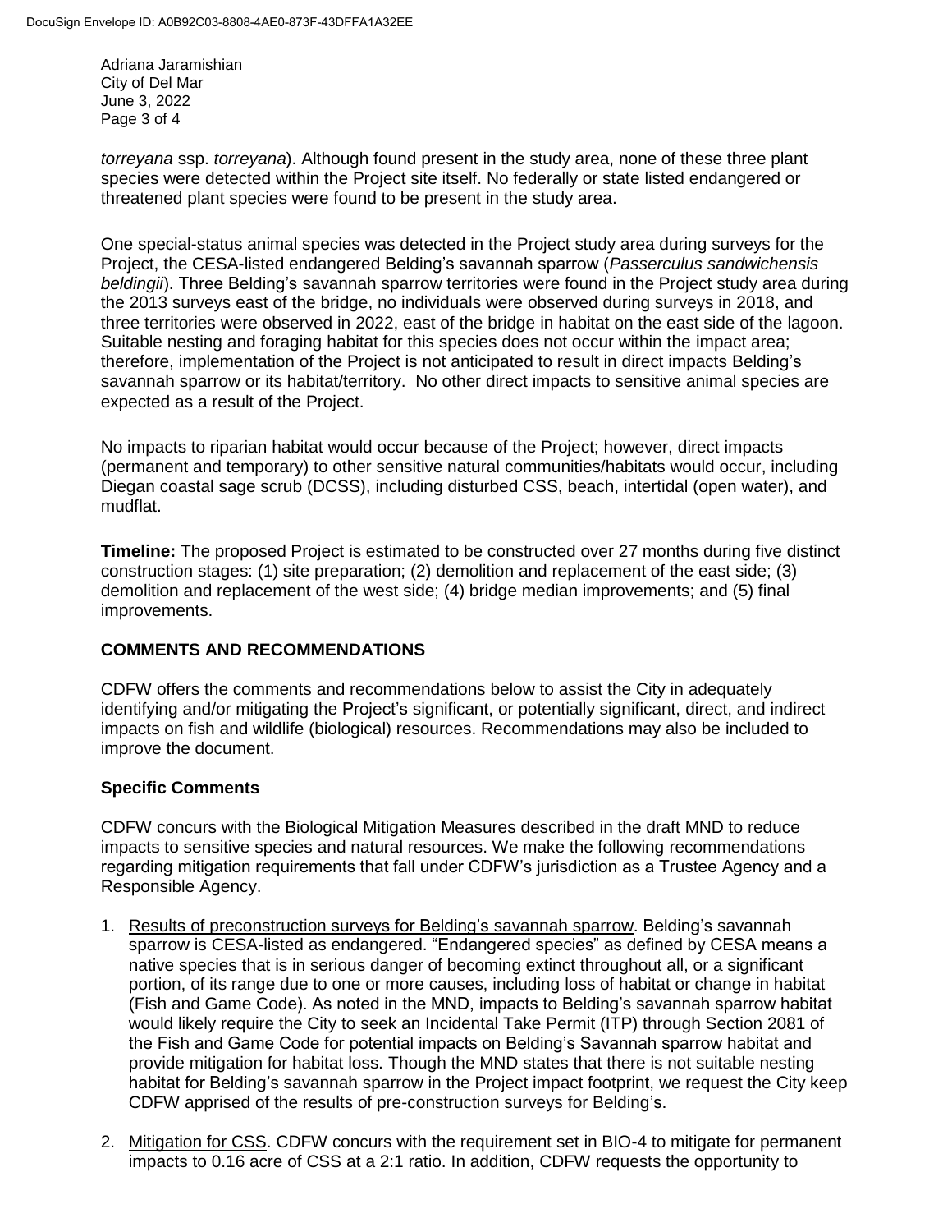*torreyana* ssp. *torreyana*). Although found present in the study area, none of these three plant species were detected within the Project site itself. No federally or state listed endangered or threatened plant species were found to be present in the study area.

One special-status animal species was detected in the Project study area during surveys for the Project, the CESA-listed endangered Belding's savannah sparrow (*Passerculus sandwichensis beldingii*). Three Belding's savannah sparrow territories were found in the Project study area during the 2013 surveys east of the bridge, no individuals were observed during surveys in 2018, and three territories were observed in 2022, east of the bridge in habitat on the east side of the lagoon. Suitable nesting and foraging habitat for this species does not occur within the impact area; therefore, implementation of the Project is not anticipated to result in direct impacts Belding's savannah sparrow or its habitat/territory. No other direct impacts to sensitive animal species are expected as a result of the Project.

No impacts to riparian habitat would occur because of the Project; however, direct impacts (permanent and temporary) to other sensitive natural communities/habitats would occur, including Diegan coastal sage scrub (DCSS), including disturbed CSS, beach, intertidal (open water), and mudflat.

**Timeline:** The proposed Project is estimated to be constructed over 27 months during five distinct construction stages: (1) site preparation; (2) demolition and replacement of the east side; (3) demolition and replacement of the west side; (4) bridge median improvements; and (5) final improvements.

## COMMENTS AND RECOMMENDATIONS

CDFW offers the comments and recommendations below to assist the City in adequately identifying and/or mitigating the Project's significant, or potentially significant, direct, and indirect impacts on fish and wildlife (biological) resources. Recommendations may also be included to improve the document.

### Specific Comments

CDFW concurs with the Biological Mitigation Measures described in the draft MND to reduce impacts to sensitive species and natural resources. We make the following recommendations regarding mitigation requirements that fall under CDFW's jurisdiction as a Trustee Agency and a Responsible Agency.

1. Results of preconstruction surveys for Belding's savannah sparrow. Belding's savannah sparrow is CESA-listed as endangered. "Endangered species" as defined by CESA means a native species that is in serious danger of becoming extinct throughout all, or a significant portion, of its range due to one or more causes, including loss of habitat or change in habitat (Fish and Game Code). As noted in the MND, impacts to Belding's savannah sparrow habitat would likely require the City to seek an Incidental Take Permit (ITP) through Section 2081 of the Fish and Game Code for potential impacts on Belding's Savannah sparrow habitat and provide mitigation for habitat loss. Though the MND states that there is not suitable nesting habitat for Belding's savannah sparrow in the Project impact footprint, we request the City keep CDFW apprised of the results of pre-construction surveys for Belding's.

2. Mitigation for CSS. CDFW concurs with the requirement set in BIO-4 to mitigate for permanent impacts to 0.16 acre of CSS at a 2:1 ratio. In addition, CDFW requests the opportunity to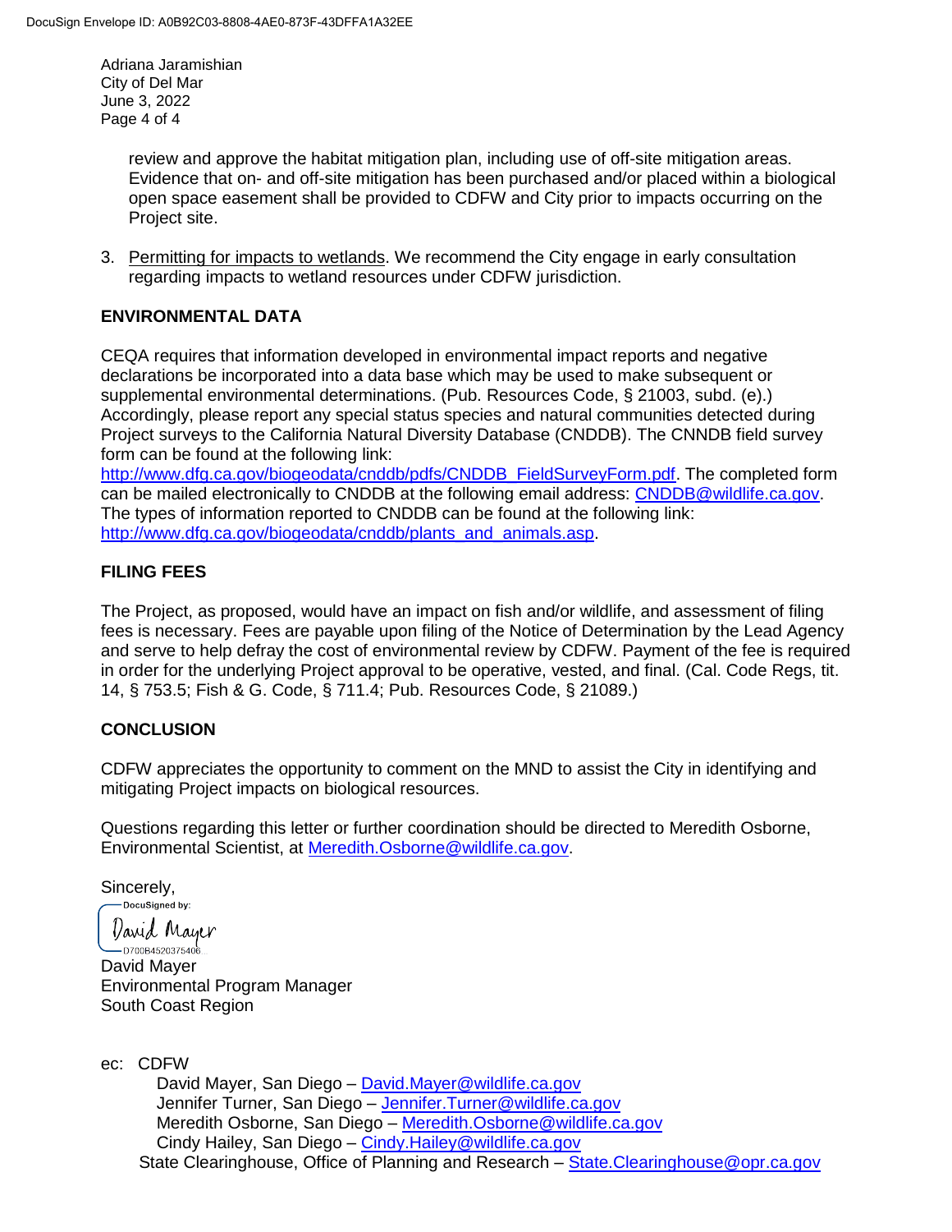review and approve the habitat mitigation plan, including use of off-site mitigation areas. Evidence that on- and off-site mitigation has been purchased and/or placed within a biological open space easement shall be provided to CDFW and City prior to impacts occurring on the Project site.

3. Permitting for impacts to wetlands. We recommend the City engage in early consultation regarding impacts to wetland resources under CDFW jurisdiction.

## ENVIRONMENTAL DATA

CEQA requires that information developed in environmental impact reports and negative declarations be incorporated into a data base which may be used to make subsequent or supplemental environmental determinations. (Pub. Resources Code, § 21003, subd. (e).) Accordingly, please report any special status species and natural communities detected during Project surveys to the California Natural Diversity Database (CNDDB). The CNNDB field survey form can be found at the following link: http://www.dfg.ca.gov/biogeodata/cnddb/pdfs/CNDDB_FieldSurveyForm.pdf. The completed form can be mailed electronically to CNDDB at the following email address: CNDDB@wildlife.ca.gov. The types of information reported to CNDDB can be found at the following link: http://www.dfg.ca.gov/biogeodata/cnddb/plants_and_animals.asp.

## FILING FEES

The Project, as proposed, would have an impact on fish and/or wildlife, and assessment of filing fees is necessary. Fees are payable upon filing of the Notice of Determination by the Lead Agency and serve to help defray the cost of environmental review by CDFW. Payment of the fee is required in order for the underlying Project approval to be operative, vested, and final. (Cal. Code Regs, tit. 14, § 753.5; Fish & G. Code, § 711.4; Pub. Resources Code, § 21089.)

## CONCLUSION

CDFW appreciates the opportunity to comment on the MND to assist the City in identifying and mitigating Project impacts on biological resources.

Questions regarding this letter or further coordination should be directed to Meredith Osborne, Environmental Scientist, at Meredith.Osborne@wildlife.ca.gov.

Sincerely,

DocuSigned by:
David Mayer
D700B4520375406...

David Mayer
Environmental Program Manager
South Coast Region

ec: CDFW
David Mayer, San Diego – David.Mayer@wildlife.ca.gov
Jennifer Turner, San Diego – Jennifer.Turner@wildlife.ca.gov
Meredith Osborne, San Diego – Meredith.Osborne@wildlife.ca.gov
Cindy Hailey, San Diego – Cindy.Hailey@wildlife.ca.gov
State Clearinghouse, Office of Planning and Research – State.Clearinghouse@opr.ca.gov